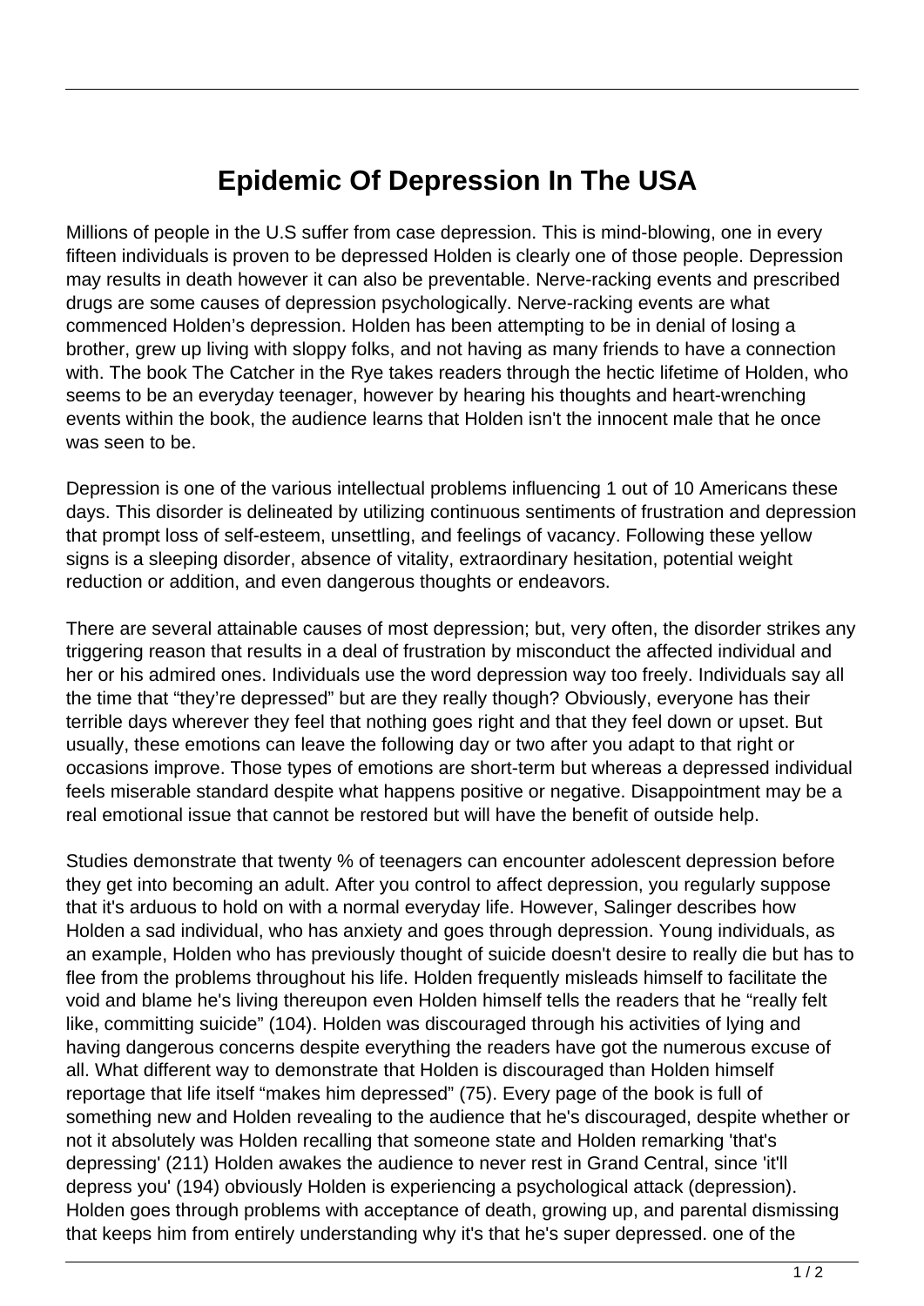# Epidemic Of Depression In The USA

Millions of people in the U.S suffer from case depression. This is mind-blowing, one in every fifteen individuals is proven to be depressed Holden is clearly one of those people. Depression may results in death however it can also be preventable. Nerve-racking events and prescribed drugs are some causes of depression psychologically. Nerve-racking events are what commenced Holden's depression. Holden has been attempting to be in denial of losing a brother, grew up living with sloppy folks, and not having as many friends to have a connection with. The book The Catcher in the Rye takes readers through the hectic lifetime of Holden, who seems to be an everyday teenager, however by hearing his thoughts and heart-wrenching events within the book, the audience learns that Holden isn't the innocent male that he once was seen to be.

Depression is one of the various intellectual problems influencing 1 out of 10 Americans these days. This disorder is delineated by utilizing continuous sentiments of frustration and depression that prompt loss of self-esteem, unsettling, and feelings of vacancy. Following these yellow signs is a sleeping disorder, absence of vitality, extraordinary hesitation, potential weight reduction or addition, and even dangerous thoughts or endeavors.

There are several attainable causes of most depression; but, very often, the disorder strikes any triggering reason that results in a deal of frustration by misconduct the affected individual and her or his admired ones. Individuals use the word depression way too freely. Individuals say all the time that "they're depressed" but are they really though? Obviously, everyone has their terrible days wherever they feel that nothing goes right and that they feel down or upset. But usually, these emotions can leave the following day or two after you adapt to that right or occasions improve. Those types of emotions are short-term but whereas a depressed individual feels miserable standard despite what happens positive or negative. Disappointment may be a real emotional issue that cannot be restored but will have the benefit of outside help.

Studies demonstrate that twenty % of teenagers can encounter adolescent depression before they get into becoming an adult. After you control to affect depression, you regularly suppose that it's arduous to hold on with a normal everyday life. However, Salinger describes how Holden a sad individual, who has anxiety and goes through depression. Young individuals, as an example, Holden who has previously thought of suicide doesn't desire to really die but has to flee from the problems throughout his life. Holden frequently misleads himself to facilitate the void and blame he's living thereupon even Holden himself tells the readers that he "really felt like, committing suicide" (104). Holden was discouraged through his activities of lying and having dangerous concerns despite everything the readers have got the numerous excuse of all. What different way to demonstrate that Holden is discouraged than Holden himself reportage that life itself "makes him depressed" (75). Every page of the book is full of something new and Holden revealing to the audience that he's discouraged, despite whether or not it absolutely was Holden recalling that someone state and Holden remarking 'that's depressing' (211) Holden awakes the audience to never rest in Grand Central, since 'it'll depress you' (194) obviously Holden is experiencing a psychological attack (depression). Holden goes through problems with acceptance of death, growing up, and parental dismissing that keeps him from entirely understanding why it's that he's super depressed. one of the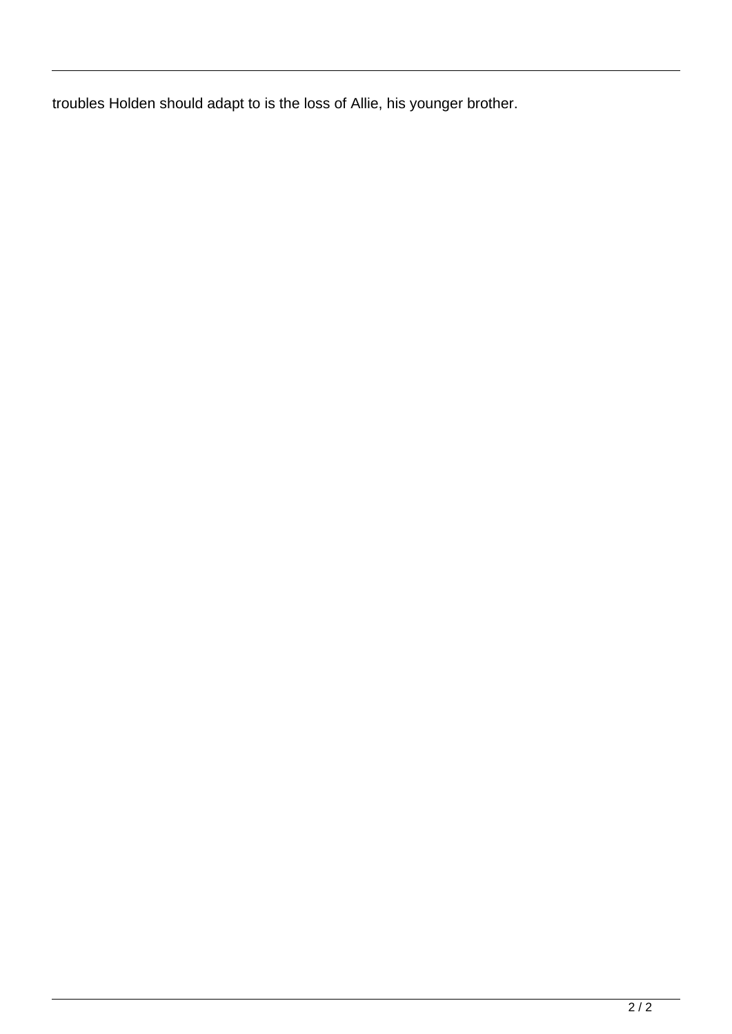troubles Holden should adapt to is the loss of Allie, his younger brother.